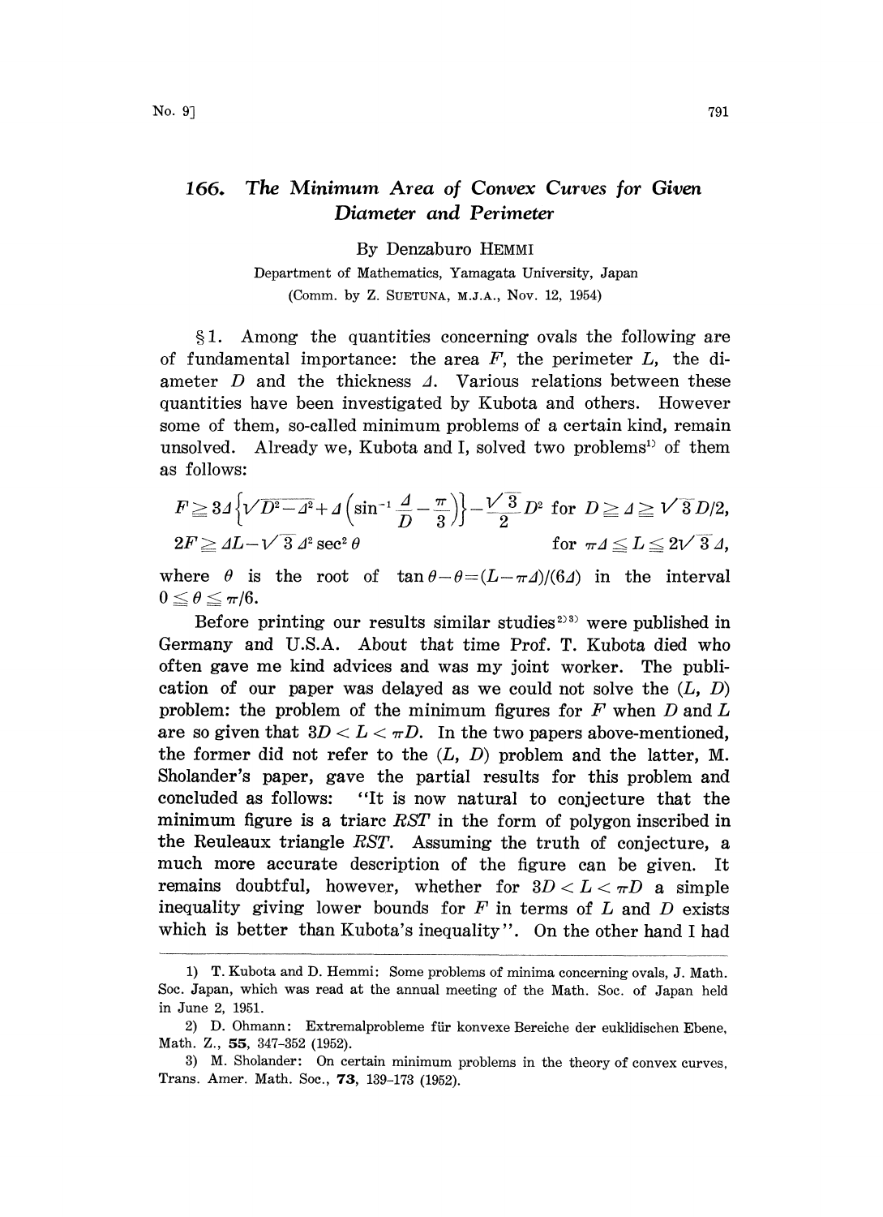# 166. The Minimum Area of Convex Curves for Given Diameter and Perimeter

By Denzaburo HEMMI

Department of Mathematics, Yamagata University, Japan

(Comm. by Z. SUETUNA, M.J.A., Nov. 12, 1954)

§1. Among the quantities concerning ovals the following are of fundamental importance: the area $F$, the perimeter $L$, the diameter $D$ and the thickness $\Delta$. Various relations between these quantities have been investigated by Kubota and others. However some of them, so-called minimum problems of a certain kind, remain unsolved. Already we, Kubota and I, solved two problems[1] of them as follows:

$$F \geq 3\Delta\left\{\sqrt{D^2-\Delta^2}+\Delta\left(\sin^{-1}\frac{\Delta}{D}-\frac{\pi}{3}\right)\right\}-\frac{\sqrt{3}}{2}D^2 \quad \text{for } D \geq \Delta \geq \sqrt{3}D/2,$$

$$2F \geq \Delta L - \sqrt{3}\,\Delta^2 \sec^2\theta \qquad \text{for } \pi\Delta \leq L \leq 2\sqrt{3}\,\Delta,$$

where $\theta$ is the root of $\tan\theta - \theta = (L-\pi\Delta)/(6\Delta)$ in the interval $0 \leq \theta \leq \pi/6$.

Before printing our results similar studies[2][3] were published in Germany and U.S.A. About that time Prof. T. Kubota died who often gave me kind advices and was my joint worker. The publication of our paper was delayed as we could not solve the $(L, D)$ problem: the problem of the minimum figures for $F$ when $D$ and $L$ are so given that $3D < L < \pi D$. In the two papers above-mentioned, the former did not refer to the $(L, D)$ problem and the latter, M. Sholander's paper, gave the partial results for this problem and concluded as follows: "It is now natural to conjecture that the minimum figure is a triarc $RST$ in the form of polygon inscribed in the Reuleaux triangle $RST$. Assuming the truth of conjecture, a much more accurate description of the figure can be given. It remains doubtful, however, whether for $3D < L < \pi D$ a simple inequality giving lower bounds for $F$ in terms of $L$ and $D$ exists which is better than Kubota's inequality". On the other hand I had

---

1) T. Kubota and D. Hemmi: Some problems of minima concerning ovals, J. Math. Soc. Japan, which was read at the annual meeting of the Math. Soc. of Japan held in June 2, 1951.

2) D. Ohmann: Extremalprobleme für konvexe Bereiche der euklidischen Ebene, Math. Z., 55, 347-352 (1952).

3) M. Sholander: On certain minimum problems in the theory of convex curves, Trans. Amer. Math. Soc., 73, 139-173 (1952).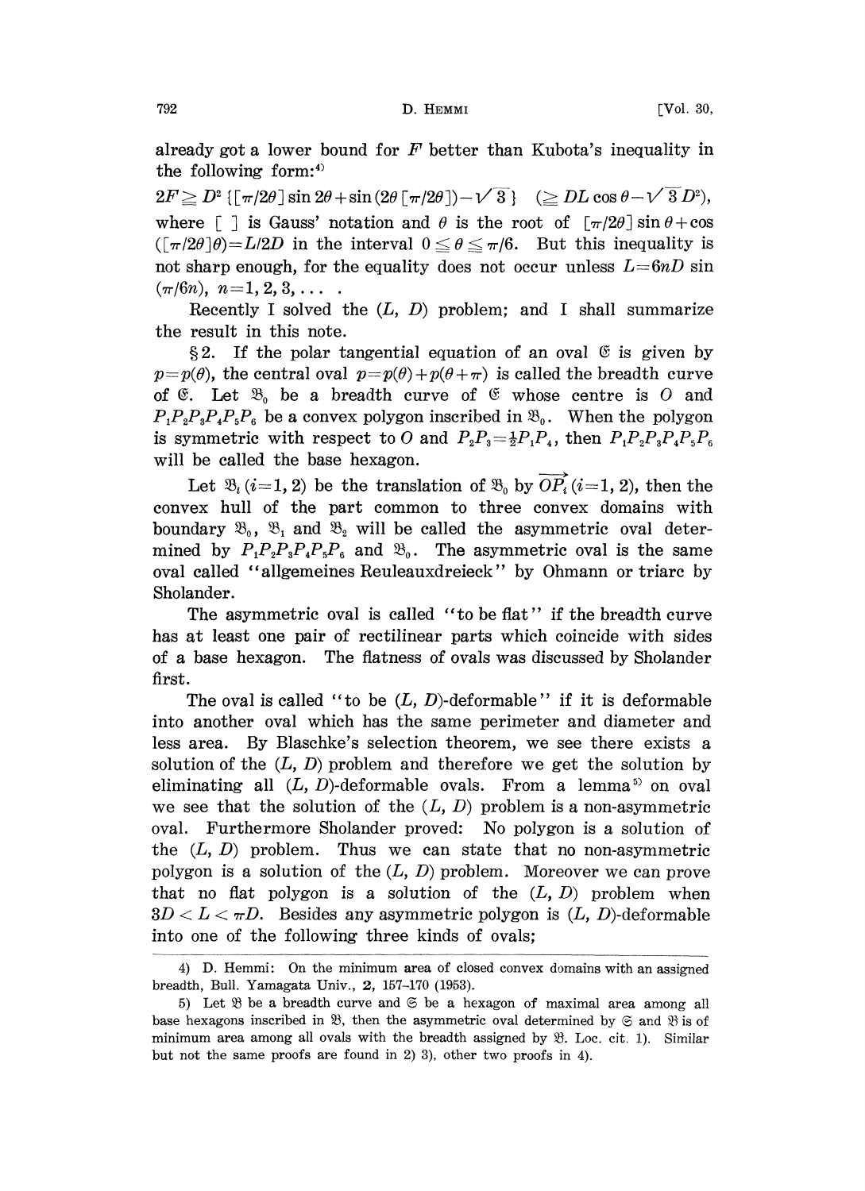already got a lower bound for $F$ better than Kubota's inequality in the following form:[4]

$$2F \geqq D^2 \{[\pi/2\theta] \sin 2\theta + \sin(2\theta[\pi/2\theta]) - \sqrt{3}\} \quad (\geqq DL\cos\theta - \sqrt{3}D^2),$$

where $[\ ]$ is Gauss' notation and $\theta$ is the root of $[\pi/2\theta]\sin\theta + \cos([\pi/2\theta]\theta) = L/2D$ in the interval $0 \leqq \theta \leqq \pi/6$. But this inequality is not sharp enough, for the equality does not occur unless $L = 6nD\sin(\pi/6n)$, $n = 1, 2, 3, \ldots$ .

Recently I solved the $(L, D)$ problem; and I shall summarize the result in this note.

§2. If the polar tangential equation of an oval $\mathfrak{C}$ is given by $p = p(\theta)$, the central oval $p = p(\theta) + p(\theta + \pi)$ is called the breadth curve of $\mathfrak{C}$. Let $\mathfrak{B}_0$ be a breadth curve of $\mathfrak{C}$ whose centre is $O$ and $P_1P_2P_3P_4P_5P_6$ be a convex polygon inscribed in $\mathfrak{B}_0$. When the polygon is symmetric with respect to $O$ and $P_2P_3 = \frac{1}{2}P_1P_4$, then $P_1P_2P_3P_4P_5P_6$ will be called the base hexagon.

Let $\mathfrak{B}_i$ $(i = 1, 2)$ be the translation of $\mathfrak{B}_0$ by $\overrightarrow{OP_i}$ $(i = 1, 2)$, then the convex hull of the part common to three convex domains with boundary $\mathfrak{B}_0$, $\mathfrak{B}_1$ and $\mathfrak{B}_2$ will be called the asymmetric oval determined by $P_1P_2P_3P_4P_5P_6$ and $\mathfrak{B}_0$. The asymmetric oval is the same oval called "allgemeines Reuleauxdreieck" by Ohmann or triarc by Sholander.

The asymmetric oval is called "to be flat" if the breadth curve has at least one pair of rectilinear parts which coincide with sides of a base hexagon. The flatness of ovals was discussed by Sholander first.

The oval is called "to be $(L, D)$-deformable" if it is deformable into another oval which has the same perimeter and diameter and less area. By Blaschke's selection theorem, we see there exists a solution of the $(L, D)$ problem and therefore we get the solution by eliminating all $(L, D)$-deformable ovals. From a lemma[5] on oval we see that the solution of the $(L, D)$ problem is a non-asymmetric oval. Furthermore Sholander proved: No polygon is a solution of the $(L, D)$ problem. Thus we can state that no non-asymmetric polygon is a solution of the $(L, D)$ problem. Moreover we can prove that no flat polygon is a solution of the $(L, D)$ problem when $3D < L < \pi D$. Besides any asymmetric polygon is $(L, D)$-deformable into one of the following three kinds of ovals;

---

4) D. Hemmi: On the minimum area of closed convex domains with an assigned breadth, Bull. Yamagata Univ., **2**, 157–170 (1953).

5) Let $\mathfrak{B}$ be a breadth curve and $\mathfrak{S}$ be a hexagon of maximal area among all base hexagons inscribed in $\mathfrak{B}$, then the asymmetric oval determined by $\mathfrak{S}$ and $\mathfrak{B}$ is of minimum area among all ovals with the breadth assigned by $\mathfrak{B}$. Loc. cit. 1). Similar but not the same proofs are found in 2) 3), other two proofs in 4).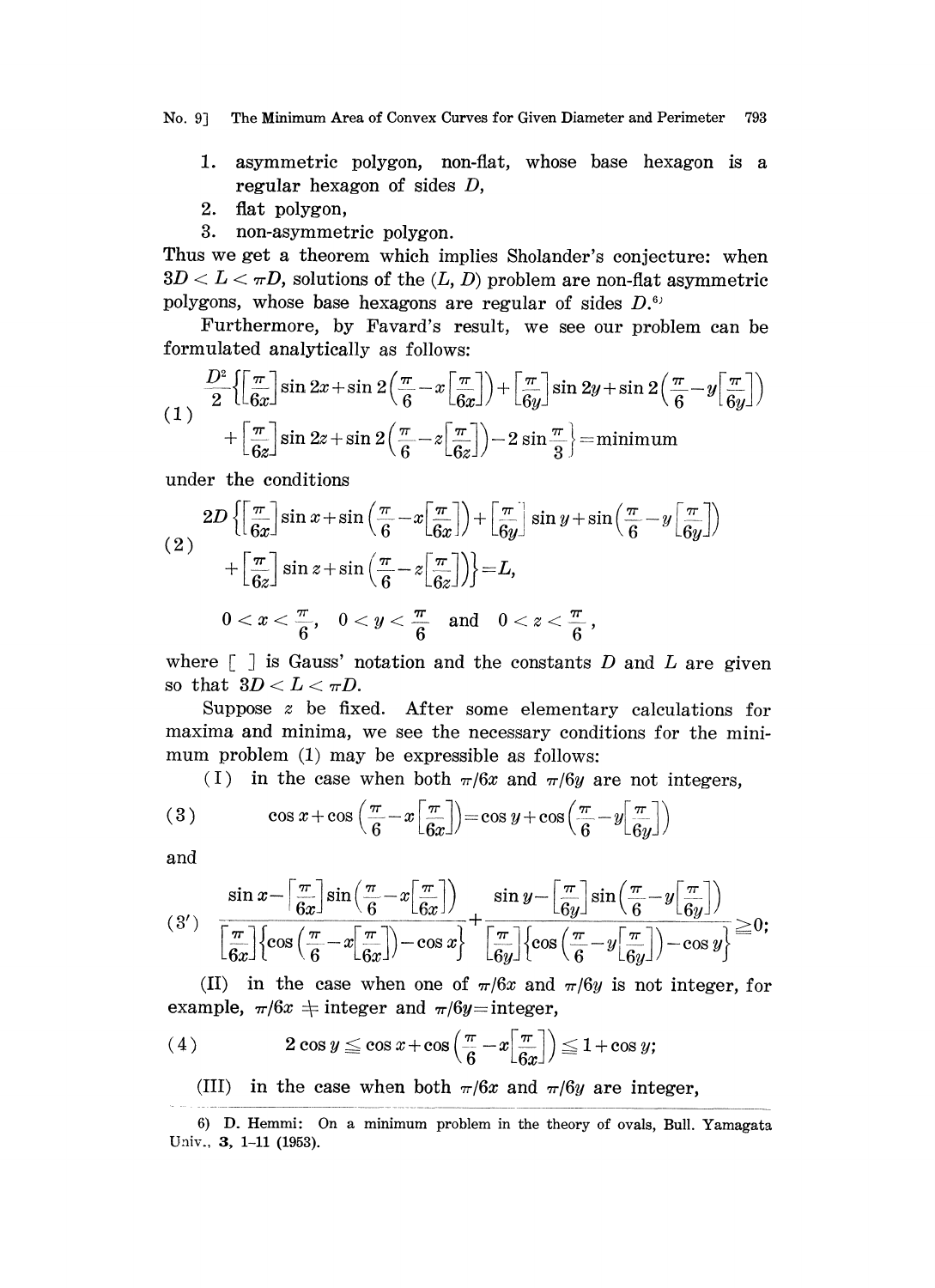1. asymmetric polygon, non-flat, whose base hexagon is a regular hexagon of sides $D$,
2. flat polygon,
3. non-asymmetric polygon.

Thus we get a theorem which implies Sholander's conjecture: when $3D < L < \pi D$, solutions of the $(L, D)$ problem are non-flat asymmetric polygons, whose base hexagons are regular of sides $D$.[6]

Furthermore, by Favard's result, we see our problem can be formulated analytically as follows:

$$
\begin{aligned}
(1)\qquad &\frac{D^2}{2}\left\{\left[\frac{\pi}{6x}\right]\sin 2x+\sin 2\left(\frac{\pi}{6}-x\left[\frac{\pi}{6x}\right]\right)+\left[\frac{\pi}{6y}\right]\sin 2y+\sin 2\left(\frac{\pi}{6}-y\left[\frac{\pi}{6y}\right]\right)\right.\\
&\left.+\left[\frac{\pi}{6z}\right]\sin 2z+\sin 2\left(\frac{\pi}{6}-z\left[\frac{\pi}{6z}\right]\right)-2\sin\frac{\pi}{3}\right\}=\text{minimum}
\end{aligned}
$$

under the conditions

$$
\begin{aligned}
(2)\qquad &2D\left\{\left[\frac{\pi}{6x}\right]\sin x+\sin\left(\frac{\pi}{6}-x\left[\frac{\pi}{6x}\right]\right)+\left[\frac{\pi}{6y}\right]\sin y+\sin\left(\frac{\pi}{6}-y\left[\frac{\pi}{6y}\right]\right)\right.\\
&\left.+\left[\frac{\pi}{6z}\right]\sin z+\sin\left(\frac{\pi}{6}-z\left[\frac{\pi}{6z}\right]\right)\right\}=L,
\end{aligned}
$$

$$
0<x<\frac{\pi}{6},\quad 0<y<\frac{\pi}{6}\quad\text{and}\quad 0<z<\frac{\pi}{6},
$$

where $[\ ]$ is Gauss' notation and the constants $D$ and $L$ are given so that $3D < L < \pi D$.

Suppose $z$ be fixed. After some elementary calculations for maxima and minima, we see the necessary conditions for the minimum problem (1) may be expressible as follows:

(I) in the case when both $\pi/6x$ and $\pi/6y$ are not integers,

$$
(3)\qquad \cos x+\cos\left(\frac{\pi}{6}-x\left[\frac{\pi}{6x}\right]\right)=\cos y+\cos\left(\frac{\pi}{6}-y\left[\frac{\pi}{6y}\right]\right)
$$

and

$$
(3')\qquad \frac{\sin x-\left[\frac{\pi}{6x}\right]\sin\left(\frac{\pi}{6}-x\left[\frac{\pi}{6x}\right]\right)}{\left[\frac{\pi}{6x}\right]\left\{\cos\left(\frac{\pi}{6}-x\left[\frac{\pi}{6x}\right]\right)-\cos x\right\}}+\frac{\sin y-\left[\frac{\pi}{6y}\right]\sin\left(\frac{\pi}{6}-y\left[\frac{\pi}{6y}\right]\right)}{\left[\frac{\pi}{6y}\right]\left\{\cos\left(\frac{\pi}{6}-y\left[\frac{\pi}{6y}\right]\right)-\cos y\right\}}\geqq 0;
$$

(II) in the case when one of $\pi/6x$ and $\pi/6y$ is not integer, for example, $\pi/6x \neq$ integer and $\pi/6y=$ integer,

$$
(4)\qquad 2\cos y \leqq \cos x+\cos\left(\frac{\pi}{6}-x\left[\frac{\pi}{6x}\right]\right)\leqq 1+\cos y;
$$

(III) in the case when both $\pi/6x$ and $\pi/6y$ are integer,

---

6) D. Hemmi: On a minimum problem in the theory of ovals, Bull. Yamagata Univ., 3, 1–11 (1953).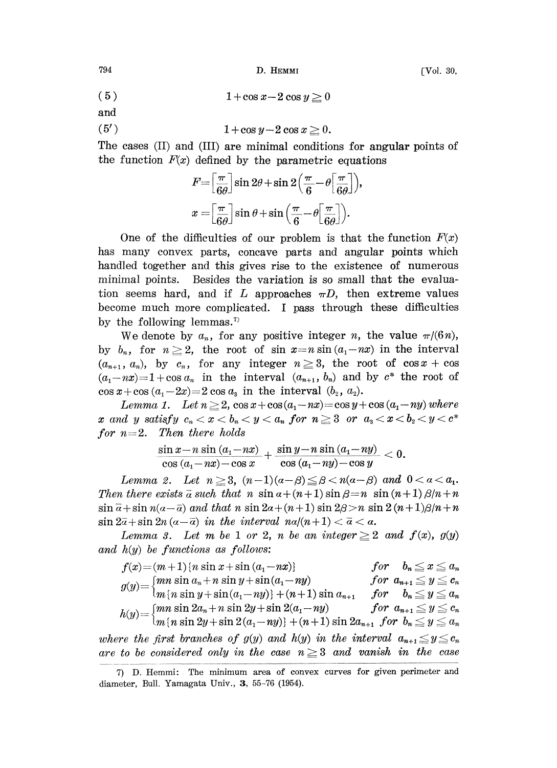$$(5) \qquad 1+\cos x-2\cos y \geqq 0$$

and

$$(5') \qquad 1+\cos y-2\cos x \geqq 0.$$

The cases (II) and (III) are minimal conditions for angular points of the function $F(x)$ defined by the parametric equations

$$F=\left[\frac{\pi}{6\theta}\right]\sin 2\theta+\sin 2\left(\frac{\pi}{6}-\theta\left[\frac{\pi}{6\theta}\right]\right),$$

$$x=\left[\frac{\pi}{6\theta}\right]\sin\theta+\sin\left(\frac{\pi}{6}-\theta\left[\frac{\pi}{6\theta}\right]\right).$$

One of the difficulties of our problem is that the function $F(x)$ has many convex parts, concave parts and angular points which handled together and this gives rise to the existence of numerous minimal points. Besides the variation is so small that the evaluation seems hard, and if $L$ approaches $\pi D$, then extreme values become much more complicated. I pass through these difficulties by the following lemmas.[7]

We denote by $a_n$, for any positive integer $n$, the value $\pi/(6n)$, by $b_n$, for $n \geqq 2$, the root of $\sin x = n\sin(a_1-nx)$ in the interval $(a_{n+1}, a_n)$, by $c_n$, for any integer $n \geqq 3$, the root of $\cos x+\cos(a_1-nx)=1+\cos a_n$ in the interval $(a_{n+1}, b_n)$ and by $c^*$ the root of $\cos x+\cos(a_1-2x)=2\cos a_3$ in the interval $(b_2, a_2)$.

*Lemma 1.* *Let $n \geqq 2$, $\cos x+\cos(a_1-nx)=\cos y+\cos(a_1-ny)$ where $x$ and $y$ satisfy $c_n < x < b_n < y < a_n$ for $n \geqq 3$ or $a_3 < x < b_2 < y < c^*$ for $n=2$. Then there holds*

$$\frac{\sin x-n\sin(a_1-nx)}{\cos(a_1-nx)-\cos x}+\frac{\sin y-n\sin(a_1-ny)}{\cos(a_1-ny)-\cos y}<0.$$

*Lemma 2.* *Let $n \geqq 3$, $(n-1)(\alpha-\beta) \leqq \beta < n(\alpha-\beta)$ and $0<\alpha<a_1$. Then there exists $\bar{\alpha}$ such that $n\sin\alpha+(n+1)\sin\beta=n\sin(n+1)\beta/n+n\sin\bar{\alpha}+\sin n(\alpha-\bar{\alpha})$ and that $n\sin 2\alpha+(n+1)\sin 2\beta > n\sin 2(n+1)\beta/n+n\sin 2\bar{\alpha}+\sin 2n(\alpha-\bar{\alpha})$ in the interval $n\alpha/(n+1) < \bar{\alpha} < \alpha$.*

*Lemma 3.* *Let $m$ be 1 or 2, $n$ be an integer $\geqq 2$ and $f(x)$, $g(y)$ and $h(y)$ be functions as follows:*

$$f(x)=(m+1)\{n\sin x+\sin(a_1-nx)\} \qquad \text{for} \quad b_n \leqq x \leqq a_n$$

$$g(y)=\begin{cases} mn\sin a_n+n\sin y+\sin(a_1-ny) & \text{for} \quad a_{n+1} \leqq y \leqq c_n \\ m\{n\sin y+\sin(a_1-ny)\}+(n+1)\sin a_{n+1} & \text{for} \quad b_n \leqq y \leqq a_n \end{cases}$$

$$h(y)=\begin{cases} mn\sin 2a_n+n\sin 2y+\sin 2(a_1-ny) & \text{for} \quad a_{n+1} \leqq y \leqq c_n \\ m\{n\sin 2y+\sin 2(a_1-ny)\}+(n+1)\sin 2a_{n+1} & \text{for} \quad b_n \leqq y \leqq a_n \end{cases}$$

*where the first branches of $g(y)$ and $h(y)$ in the interval $a_{n+1} \leqq y \leqq c_n$ are to be considered only in the case $n \geqq 3$ and vanish in the case*

---

7) D. Hemmi: The minimum area of convex curves for given perimeter and diameter, Bull. Yamagata Univ., **3**, 55–76 (1954).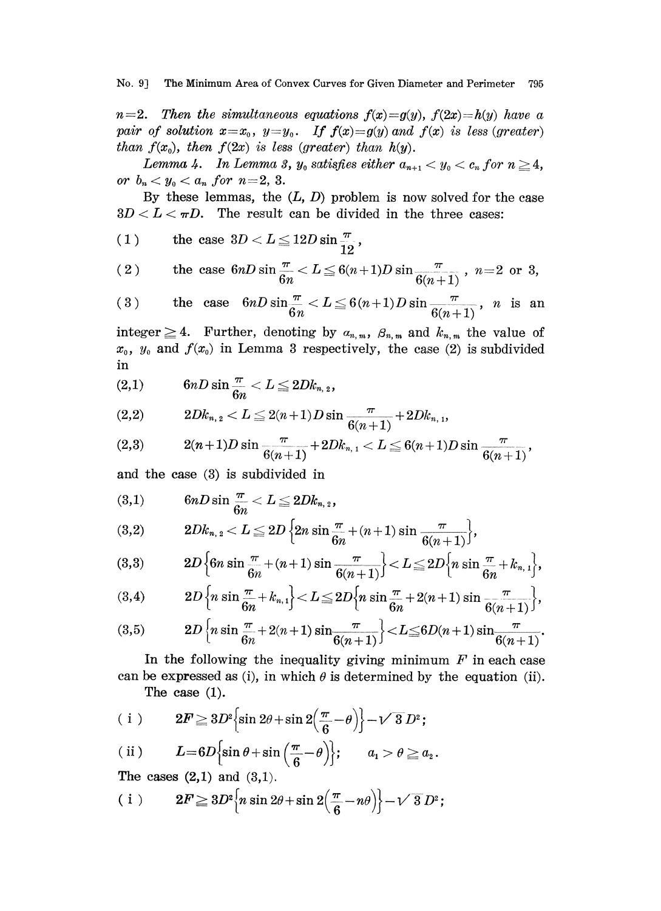$n=2$. *Then the simultaneous equations* $f(x)=g(y)$, $f(2x)=h(y)$ *have a pair of solution* $x=x_0$, $y=y_0$. *If* $f(x)=g(y)$ *and* $f(x)$ *is less (greater) than* $f(x_0)$, *then* $f(2x)$ *is less (greater) than* $h(y)$.

*Lemma 4. In Lemma 3,* $y_0$ *satisfies either* $a_{n+1} < y_0 < c_n$ *for* $n \geqq 4$, *or* $b_n < y_0 < a_n$ *for* $n=2, 3$.

By these lemmas, the $(L, D)$ problem is now solved for the case $3D < L < \pi D$. The result can be divided in the three cases:

(1) the case $3D < L \leqq 12D \sin \frac{\pi}{12}$,

(2) the case $6nD \sin \frac{\pi}{6n} < L \leqq 6(n+1)D \sin \frac{\pi}{6(n+1)}$, $n=2$ or $3$,

(3) the case $6nD \sin \frac{\pi}{6n} < L \leqq 6(n+1)D \sin \frac{\pi}{6(n+1)}$, $n$ is an integer $\geqq 4$. Further, denoting by $\alpha_{n,m}$, $\beta_{n,m}$ and $k_{n,m}$ the value of $x_0$, $y_0$ and $f(x_0)$ in Lemma 3 respectively, the case (2) is subdivided in

(2,1) $6nD \sin \frac{\pi}{6n} < L \leqq 2Dk_{n,2}$,

(2,2) $2Dk_{n,2} < L \leqq 2(n+1)D \sin \frac{\pi}{6(n+1)} + 2Dk_{n,1}$,

(2,3) $2(n+1)D \sin \frac{\pi}{6(n+1)} + 2Dk_{n,1} < L \leqq 6(n+1)D \sin \frac{\pi}{6(n+1)}$,

and the case (3) is subdivided in

(3,1) $6nD \sin \frac{\pi}{6n} < L \leqq 2Dk_{n,2}$,

(3,2) $2Dk_{n,2} < L \leqq 2D \left\{2n \sin \frac{\pi}{6n} + (n+1) \sin \frac{\pi}{6(n+1)}\right\}$,

(3,3) $2D\left\{6n \sin \frac{\pi}{6n} + (n+1) \sin \frac{\pi}{6(n+1)}\right\} < L \leqq 2D\left\{n \sin \frac{\pi}{6n} + k_{n,1}\right\}$,

(3,4) $2D\left\{n \sin \frac{\pi}{6n} + k_{n,1}\right\} < L \leqq 2D\left\{n \sin \frac{\pi}{6n} + 2(n+1) \sin \frac{\pi}{6(n+1)}\right\}$,

(3,5) $2D\left\{n \sin \frac{\pi}{6n} + 2(n+1) \sin \frac{\pi}{6(n+1)}\right\} < L \leqq 6D(n+1) \sin \frac{\pi}{6(n+1)}$.

In the following the inequality giving minimum $F$ in each case can be expressed as (i), in which $\theta$ is determined by the equation (ii).

The case (1).

(i) $2F \geqq 3D^2\left\{\sin 2\theta + \sin 2\left(\frac{\pi}{6} - \theta\right)\right\} - \sqrt{3}\, D^2$;

(ii) $L = 6D\left\{\sin \theta + \sin \left(\frac{\pi}{6} - \theta\right)\right\}$; $\quad a_1 > \theta \geqq a_2$.

The cases (2,1) and (3,1).

(i) $2F \geqq 3D^2\left\{n \sin 2\theta + \sin 2\left(\frac{\pi}{6} - n\theta\right)\right\} - \sqrt{3}\, D^2$;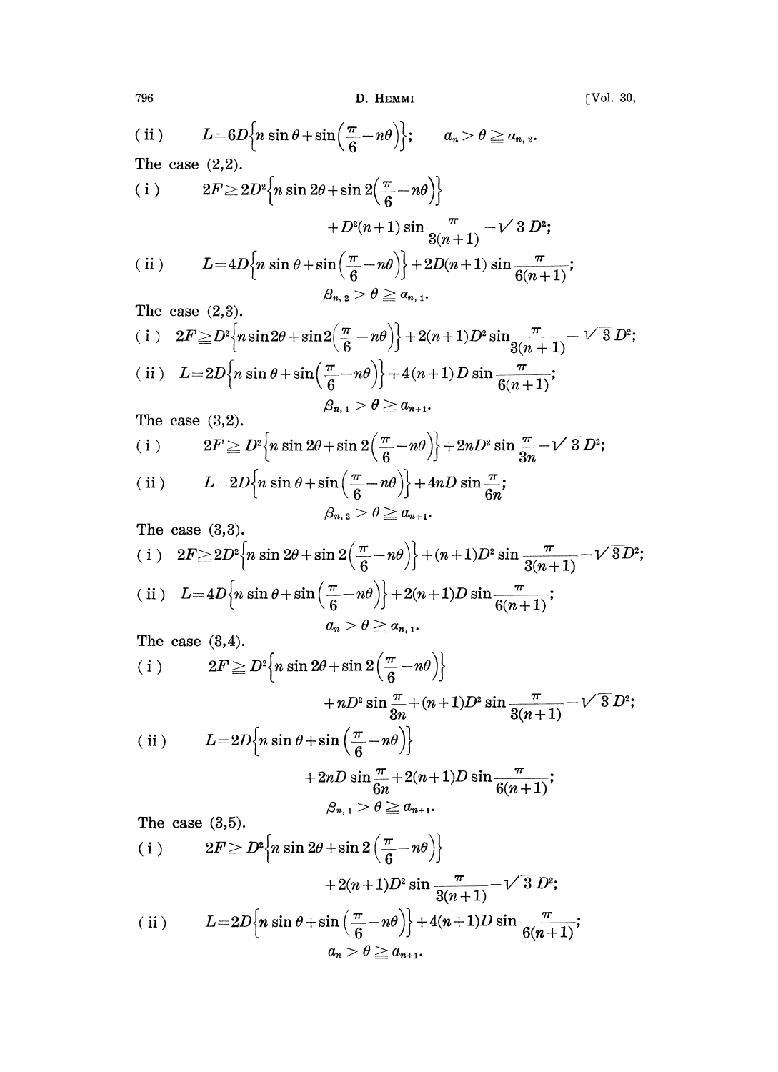(ii) $$L=6D\left\{n\sin\theta+\sin\left(\frac{\pi}{6}-n\theta\right)\right\};\qquad \alpha_n>\theta\geqq\alpha_{n,2}.$$

The case (2,2).

(i) $$2F\geqq 2D^2\left\{n\sin 2\theta+\sin 2\left(\frac{\pi}{6}-n\theta\right)\right\}+D^2(n+1)\sin\frac{\pi}{3(n+1)}-\sqrt{3}D^2;$$

(ii) $$L=4D\left\{n\sin\theta+\sin\left(\frac{\pi}{6}-n\theta\right)\right\}+2D(n+1)\sin\frac{\pi}{6(n+1)};$$

$$\beta_{n,2}>\theta\geqq\alpha_{n,1}.$$

The case (2,3).

(i) $$2F\geqq D^2\left\{n\sin 2\theta+\sin 2\left(\frac{\pi}{6}-n\theta\right)\right\}+2(n+1)D^2\sin\frac{\pi}{3(n+1)}-\sqrt{3}D^2;$$

(ii) $$L=2D\left\{n\sin\theta+\sin\left(\frac{\pi}{6}-n\theta\right)\right\}+4(n+1)D\sin\frac{\pi}{6(n+1)};$$

$$\beta_{n,1}>\theta\geqq\alpha_{n+1}.$$

The case (3,2).

(i) $$2F\geqq D^2\left\{n\sin 2\theta+\sin 2\left(\frac{\pi}{6}-n\theta\right)\right\}+2nD^2\sin\frac{\pi}{3n}-\sqrt{3}D^2;$$

(ii) $$L=2D\left\{n\sin\theta+\sin\left(\frac{\pi}{6}-n\theta\right)\right\}+4nD\sin\frac{\pi}{6n};$$

$$\beta_{n,2}>\theta\geqq\alpha_{n+1}.$$

The case (3,3).

(i) $$2F\geqq 2D^2\left\{n\sin 2\theta+\sin 2\left(\frac{\pi}{6}-n\theta\right)\right\}+(n+1)D^2\sin\frac{\pi}{3(n+1)}-\sqrt{3}D^2;$$

(ii) $$L=4D\left\{n\sin\theta+\sin\left(\frac{\pi}{6}-n\theta\right)\right\}+2(n+1)D\sin\frac{\pi}{6(n+1)};$$

$$\alpha_n>\theta\geqq\alpha_{n,1}.$$

The case (3,4).

(i) $$2F\geqq D^2\left\{n\sin 2\theta+\sin 2\left(\frac{\pi}{6}-n\theta\right)\right\}+nD^2\sin\frac{\pi}{3n}+(n+1)D^2\sin\frac{\pi}{3(n+1)}-\sqrt{3}D^2;$$

(ii) $$L=2D\left\{n\sin\theta+\sin\left(\frac{\pi}{6}-n\theta\right)\right\}+2nD\sin\frac{\pi}{6n}+2(n+1)D\sin\frac{\pi}{6(n+1)};$$

$$\beta_{n,1}>\theta\geqq\alpha_{n+1}.$$

The case (3,5).

(i) $$2F\geqq D^2\left\{n\sin 2\theta+\sin 2\left(\frac{\pi}{6}-n\theta\right)\right\}+2(n+1)D^2\sin\frac{\pi}{3(n+1)}-\sqrt{3}D^2;$$

(ii) $$L=2D\left\{n\sin\theta+\sin\left(\frac{\pi}{6}-n\theta\right)\right\}+4(n+1)D\sin\frac{\pi}{6(n+1)};$$

$$\alpha_n>\theta\geqq\alpha_{n+1}.$$